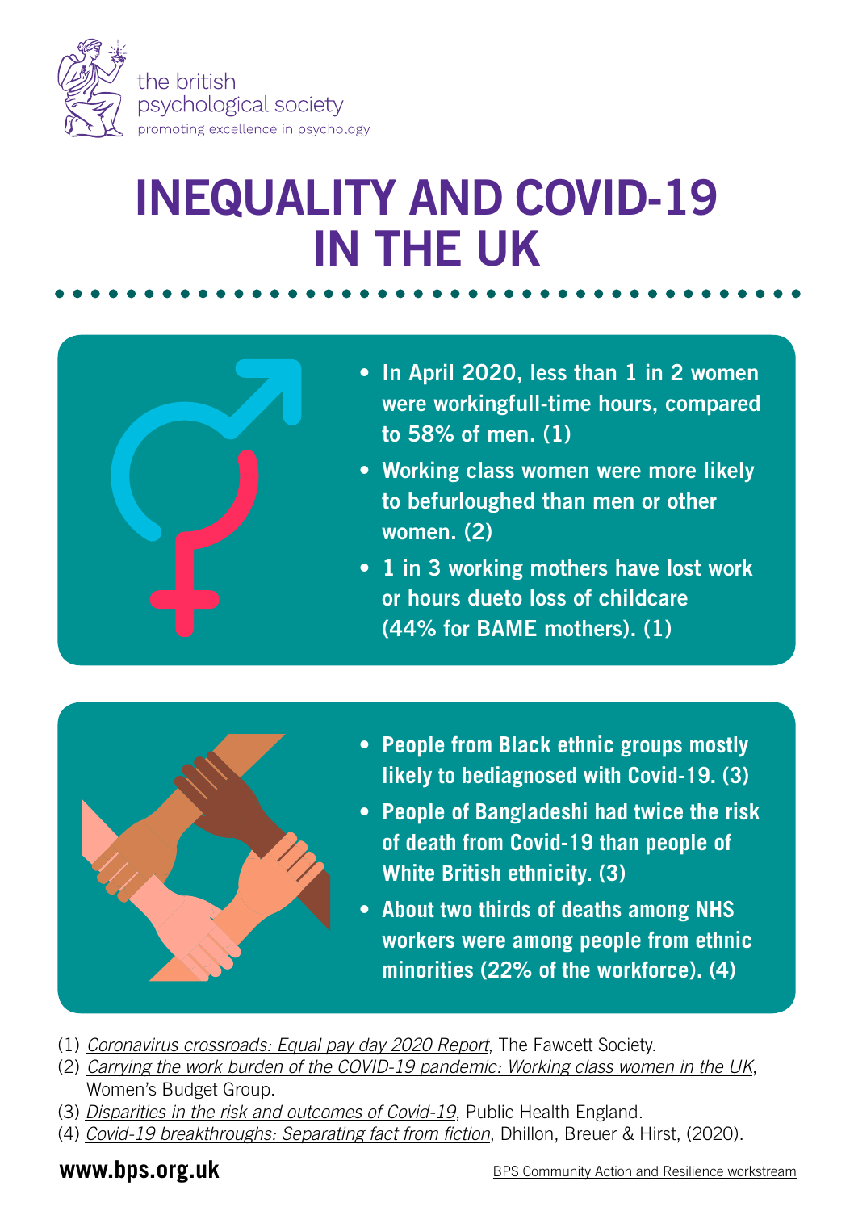the british psychological society
promoting excellence in psychology

# INEQUALITY AND COVID-19 IN THE UK

- In April 2020, less than 1 in 2 women were workingfull-time hours, compared to 58% of men. (1)
- Working class women were more likely to befurloughed than men or other women. (2)
- 1 in 3 working mothers have lost work or hours dueto loss of childcare (44% for BAME mothers). (1)

- People from Black ethnic groups mostly likely to bediagnosed with Covid-19. (3)
- People of Bangladeshi had twice the risk of death from Covid-19 than people of White British ethnicity. (3)
- About two thirds of deaths among NHS workers were among people from ethnic minorities (22% of the workforce). (4)

(1) *Coronavirus crossroads: Equal pay day 2020 Report*, The Fawcett Society.
(2) *Carrying the work burden of the COVID-19 pandemic: Working class women in the UK*, Women's Budget Group.
(3) *Disparities in the risk and outcomes of Covid-19*, Public Health England.
(4) *Covid-19 breakthroughs: Separating fact from fiction*, Dhillon, Breuer & Hirst, (2020).

**www.bps.org.uk**

BPS Community Action and Resilience workstream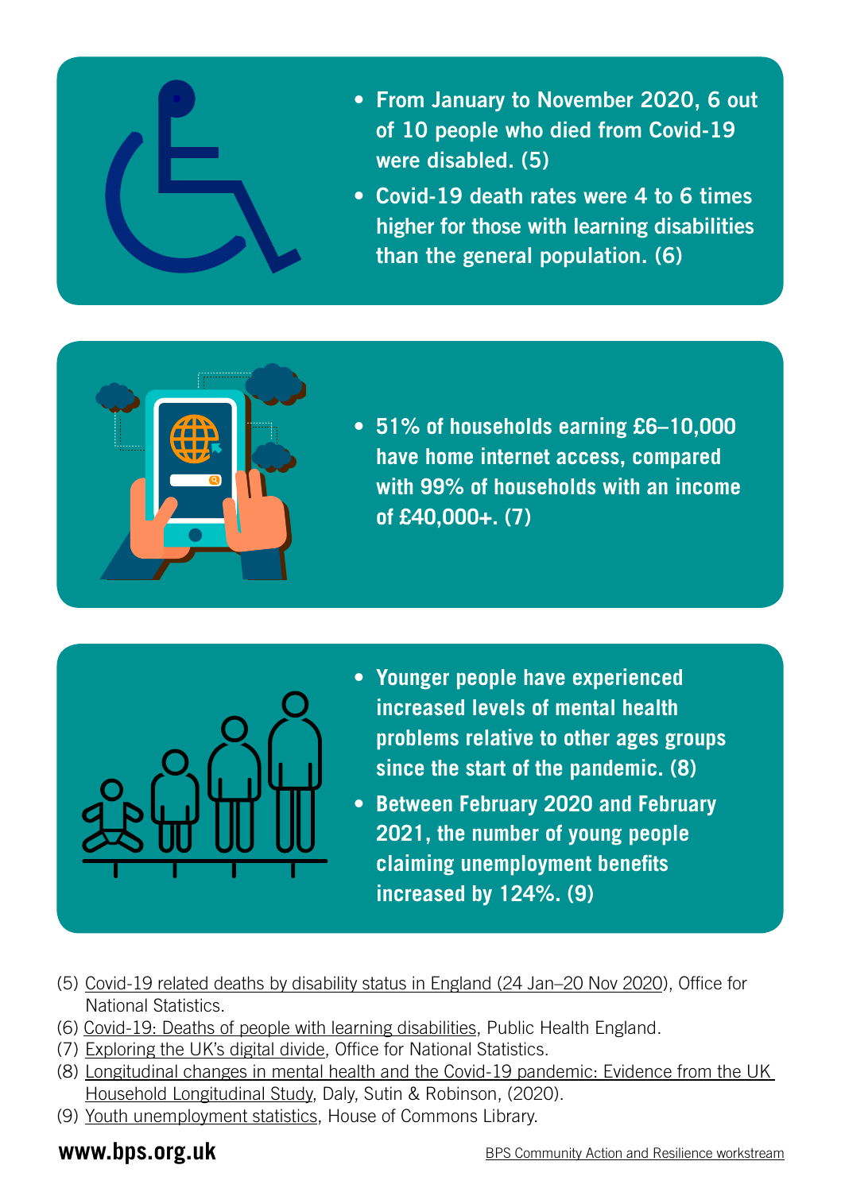- **From January to November 2020, 6 out of 10 people who died from Covid-19 were disabled. (5)**
- **Covid-19 death rates were 4 to 6 times higher for those with learning disabilities than the general population. (6)**

- **51% of households earning £6–10,000 have home internet access, compared with 99% of households with an income of £40,000+. (7)**

- **Younger people have experienced increased levels of mental health problems relative to other ages groups since the start of the pandemic. (8)**
- **Between February 2020 and February 2021, the number of young people claiming unemployment benefits increased by 124%. (9)**

(5) Covid-19 related deaths by disability status in England (24 Jan–20 Nov 2020), Office for National Statistics.
(6) Covid-19: Deaths of people with learning disabilities, Public Health England.
(7) Exploring the UK's digital divide, Office for National Statistics.
(8) Longitudinal changes in mental health and the Covid-19 pandemic: Evidence from the UK Household Longitudinal Study, Daly, Sutin & Robinson, (2020).
(9) Youth unemployment statistics, House of Commons Library.

**www.bps.org.uk**

BPS Community Action and Resilience workstream